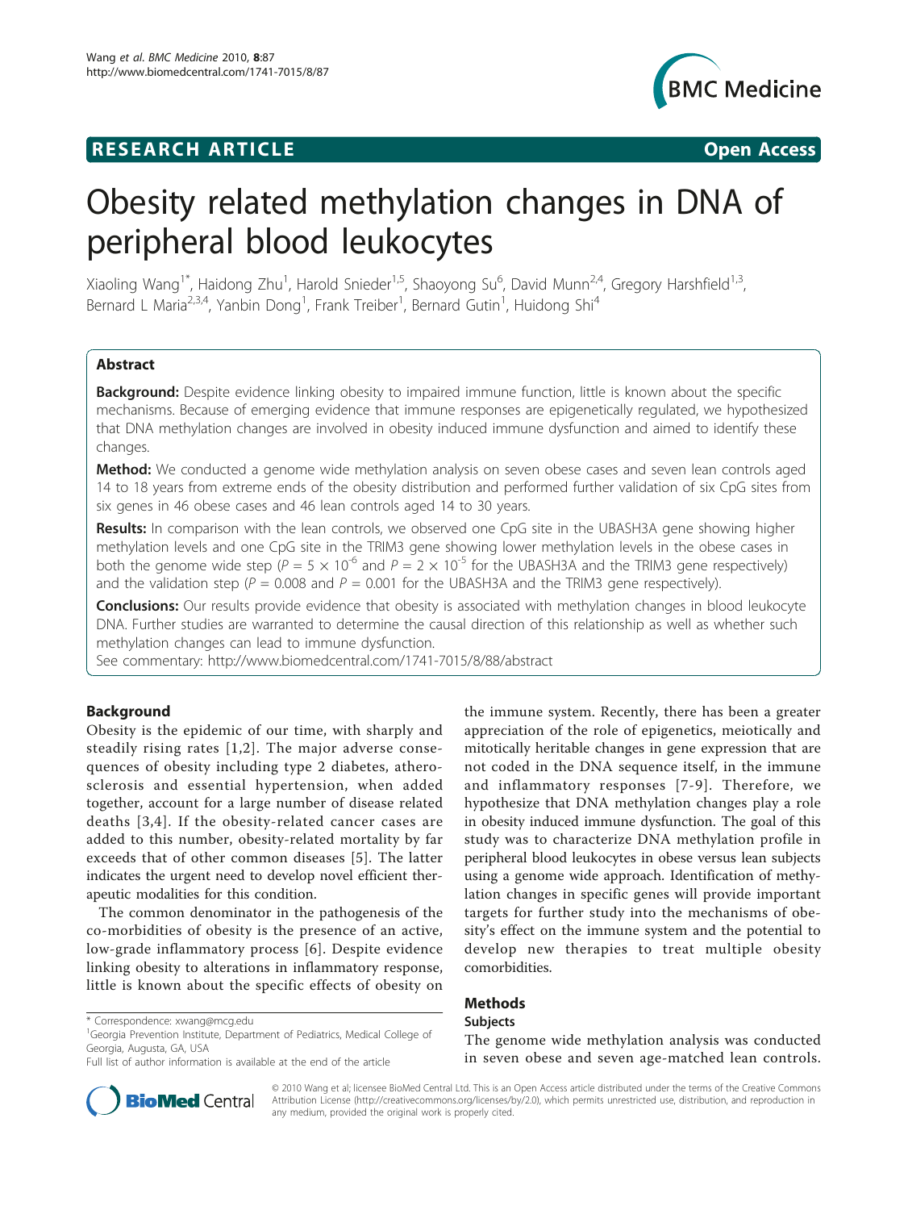RESEARCH ARTICLE

Open Access

# Obesity related methylation changes in DNA of peripheral blood leukocytes

Xiaoling Wang[1*], Haidong Zhu[1], Harold Snieder[1,5], Shaoyong Su[6], David Munn[2,4], Gregory Harshfield[1,3], Bernard L Maria[2,3,4], Yanbin Dong[1], Frank Treiber[1], Bernard Gutin[1], Huidong Shi[4]

## Abstract

**Background:** Despite evidence linking obesity to impaired immune function, little is known about the specific mechanisms. Because of emerging evidence that immune responses are epigenetically regulated, we hypothesized that DNA methylation changes are involved in obesity induced immune dysfunction and aimed to identify these changes.

**Method:** We conducted a genome wide methylation analysis on seven obese cases and seven lean controls aged 14 to 18 years from extreme ends of the obesity distribution and performed further validation of six CpG sites from six genes in 46 obese cases and 46 lean controls aged 14 to 30 years.

**Results:** In comparison with the lean controls, we observed one CpG site in the UBASH3A gene showing higher methylation levels and one CpG site in the TRIM3 gene showing lower methylation levels in the obese cases in both the genome wide step ($P = 5 \times 10^{-6}$ and $P = 2 \times 10^{-5}$ for the UBASH3A and the TRIM3 gene respectively) and the validation step ($P = 0.008$ and $P = 0.001$ for the UBASH3A and the TRIM3 gene respectively).

**Conclusions:** Our results provide evidence that obesity is associated with methylation changes in blood leukocyte DNA. Further studies are warranted to determine the causal direction of this relationship as well as whether such methylation changes can lead to immune dysfunction.

See commentary: http://www.biomedcentral.com/1741-7015/8/88/abstract

## Background

Obesity is the epidemic of our time, with sharply and steadily rising rates [1,2]. The major adverse consequences of obesity including type 2 diabetes, atherosclerosis and essential hypertension, when added together, account for a large number of disease related deaths [3,4]. If the obesity-related cancer cases are added to this number, obesity-related mortality by far exceeds that of other common diseases [5]. The latter indicates the urgent need to develop novel efficient therapeutic modalities for this condition.

The common denominator in the pathogenesis of the co-morbidities of obesity is the presence of an active, low-grade inflammatory process [6]. Despite evidence linking obesity to alterations in inflammatory response, little is known about the specific effects of obesity on the immune system. Recently, there has been a greater appreciation of the role of epigenetics, meiotically and mitotically heritable changes in gene expression that are not coded in the DNA sequence itself, in the immune and inflammatory responses [7-9]. Therefore, we hypothesize that DNA methylation changes play a role in obesity induced immune dysfunction. The goal of this study was to characterize DNA methylation profile in peripheral blood leukocytes in obese versus lean subjects using a genome wide approach. Identification of methylation changes in specific genes will provide important targets for further study into the mechanisms of obesity's effect on the immune system and the potential to develop new therapies to treat multiple obesity comorbidities.

## Methods

### Subjects

The genome wide methylation analysis was conducted in seven obese and seven age-matched lean controls.

* Correspondence: xwang@mcg.edu

[1]Georgia Prevention Institute, Department of Pediatrics, Medical College of Georgia, Augusta, GA, USA

Full list of author information is available at the end of the article

© 2010 Wang et al; licensee BioMed Central Ltd. This is an Open Access article distributed under the terms of the Creative Commons Attribution License (http://creativecommons.org/licenses/by/2.0), which permits unrestricted use, distribution, and reproduction in any medium, provided the original work is properly cited.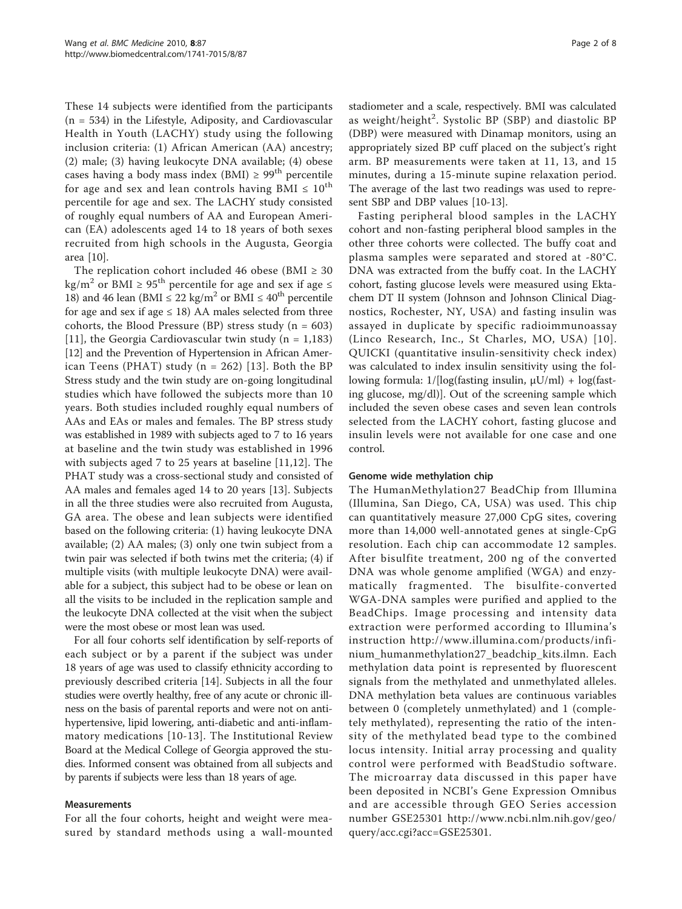These 14 subjects were identified from the participants (n = 534) in the Lifestyle, Adiposity, and Cardiovascular Health in Youth (LACHY) study using the following inclusion criteria: (1) African American (AA) ancestry; (2) male; (3) having leukocyte DNA available; (4) obese cases having a body mass index (BMI) ≥ 99[th] percentile for age and sex and lean controls having BMI ≤ 10[th] percentile for age and sex. The LACHY study consisted of roughly equal numbers of AA and European American (EA) adolescents aged 14 to 18 years of both sexes recruited from high schools in the Augusta, Georgia area [10].

The replication cohort included 46 obese (BMI ≥ 30 $kg/m^2$ or BMI ≥ 95[th] percentile for age and sex if age ≤ 18) and 46 lean (BMI ≤ 22 $kg/m^2$ or BMI ≤ 40[th] percentile for age and sex if age ≤ 18) AA males selected from three cohorts, the Blood Pressure (BP) stress study (n = 603) [11], the Georgia Cardiovascular twin study (n = 1,183) [12] and the Prevention of Hypertension in African American Teens (PHAT) study (n = 262) [13]. Both the BP Stress study and the twin study are on-going longitudinal studies which have followed the subjects more than 10 years. Both studies included roughly equal numbers of AAs and EAs or males and females. The BP stress study was established in 1989 with subjects aged to 7 to 16 years at baseline and the twin study was established in 1996 with subjects aged 7 to 25 years at baseline [11,12]. The PHAT study was a cross-sectional study and consisted of AA males and females aged 14 to 20 years [13]. Subjects in all the three studies were also recruited from Augusta, GA area. The obese and lean subjects were identified based on the following criteria: (1) having leukocyte DNA available; (2) AA males; (3) only one twin subject from a twin pair was selected if both twins met the criteria; (4) if multiple visits (with multiple leukocyte DNA) were available for a subject, this subject had to be obese or lean on all the visits to be included in the replication sample and the leukocyte DNA collected at the visit when the subject were the most obese or most lean was used.

For all four cohorts self identification by self-reports of each subject or by a parent if the subject was under 18 years of age was used to classify ethnicity according to previously described criteria [14]. Subjects in all the four studies were overtly healthy, free of any acute or chronic illness on the basis of parental reports and were not on anti-hypertensive, lipid lowering, anti-diabetic and anti-inflammatory medications [10-13]. The Institutional Review Board at the Medical College of Georgia approved the studies. Informed consent was obtained from all subjects and by parents if subjects were less than 18 years of age.

#### Measurements

For all the four cohorts, height and weight were measured by standard methods using a wall-mounted stadiometer and a scale, respectively. BMI was calculated as weight/height[2]. Systolic BP (SBP) and diastolic BP (DBP) were measured with Dinamap monitors, using an appropriately sized BP cuff placed on the subject's right arm. BP measurements were taken at 11, 13, and 15 minutes, during a 15-minute supine relaxation period. The average of the last two readings was used to represent SBP and DBP values [10-13].

Fasting peripheral blood samples in the LACHY cohort and non-fasting peripheral blood samples in the other three cohorts were collected. The buffy coat and plasma samples were separated and stored at -80°C. DNA was extracted from the buffy coat. In the LACHY cohort, fasting glucose levels were measured using Ektachem DT II system (Johnson and Johnson Clinical Diagnostics, Rochester, NY, USA) and fasting insulin was assayed in duplicate by specific radioimmunoassay (Linco Research, Inc., St Charles, MO, USA) [10]. QUICKI (quantitative insulin-sensitivity check index) was calculated to index insulin sensitivity using the following formula: 1/[log(fasting insulin, μU/ml) + log(fasting glucose, mg/dl)]. Out of the screening sample which included the seven obese cases and seven lean controls selected from the LACHY cohort, fasting glucose and insulin levels were not available for one case and one control.

#### Genome wide methylation chip

The HumanMethylation27 BeadChip from Illumina (Illumina, San Diego, CA, USA) was used. This chip can quantitatively measure 27,000 CpG sites, covering more than 14,000 well-annotated genes at single-CpG resolution. Each chip can accommodate 12 samples. After bisulfite treatment, 200 ng of the converted DNA was whole genome amplified (WGA) and enzymatically fragmented. The bisulfite-converted WGA-DNA samples were purified and applied to the BeadChips. Image processing and intensity data extraction were performed according to Illumina's instruction http://www.illumina.com/products/infinium_humanmethylation27_beadchip_kits.ilmn. Each methylation data point is represented by fluorescent signals from the methylated and unmethylated alleles. DNA methylation beta values are continuous variables between 0 (completely unmethylated) and 1 (completely methylated), representing the ratio of the intensity of the methylated bead type to the combined locus intensity. Initial array processing and quality control were performed with BeadStudio software. The microarray data discussed in this paper have been deposited in NCBI's Gene Expression Omnibus and are accessible through GEO Series accession number GSE25301 http://www.ncbi.nlm.nih.gov/geo/query/acc.cgi?acc=GSE25301.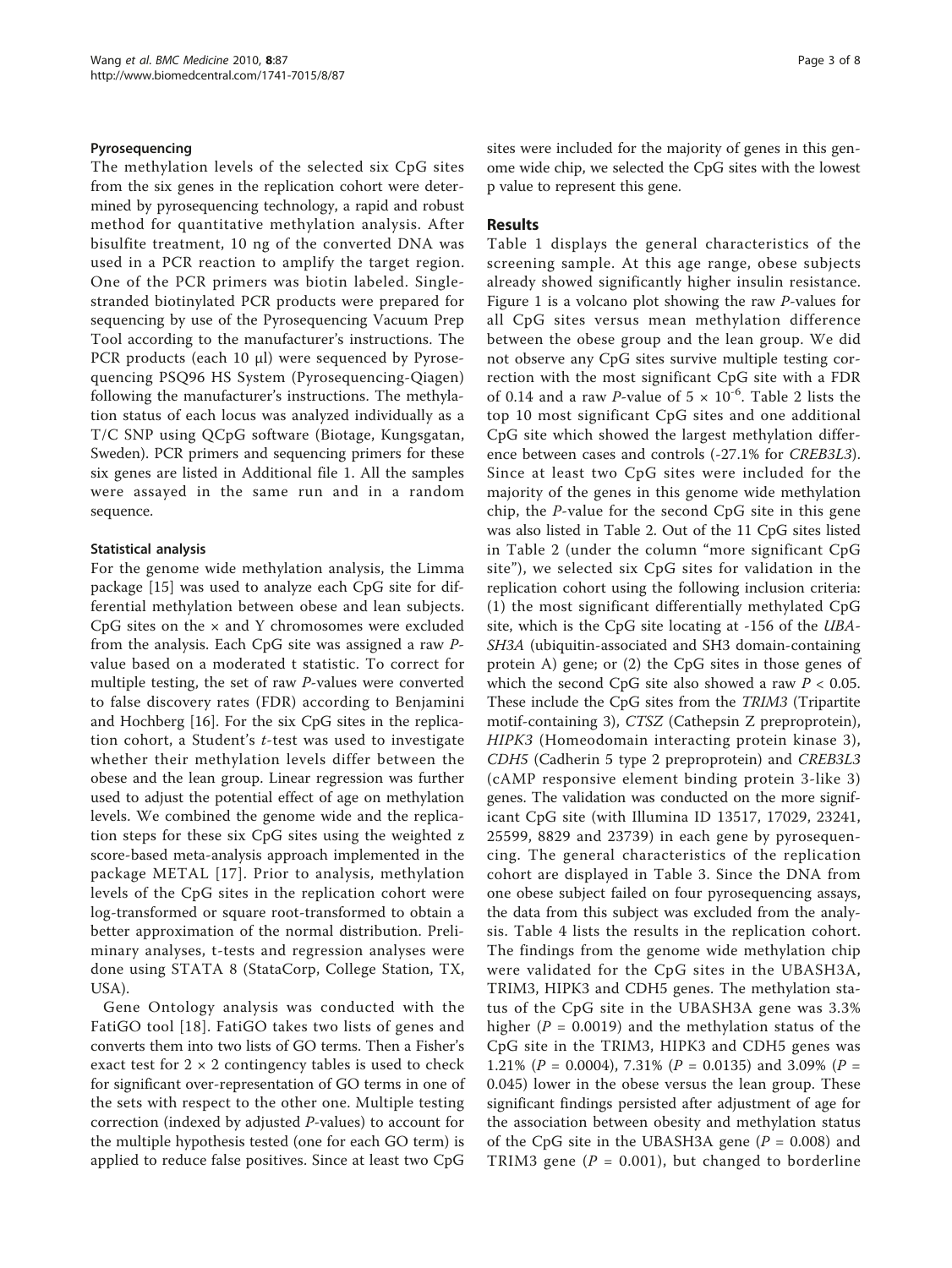#### Pyrosequencing

The methylation levels of the selected six CpG sites from the six genes in the replication cohort were determined by pyrosequencing technology, a rapid and robust method for quantitative methylation analysis. After bisulfite treatment, 10 ng of the converted DNA was used in a PCR reaction to amplify the target region. One of the PCR primers was biotin labeled. Single-stranded biotinylated PCR products were prepared for sequencing by use of the Pyrosequencing Vacuum Prep Tool according to the manufacturer's instructions. The PCR products (each 10 μl) were sequenced by Pyrosequencing PSQ96 HS System (Pyrosequencing-Qiagen) following the manufacturer's instructions. The methylation status of each locus was analyzed individually as a T/C SNP using QCpG software (Biotage, Kungsgatan, Sweden). PCR primers and sequencing primers for these six genes are listed in Additional file 1. All the samples were assayed in the same run and in a random sequence.

#### Statistical analysis

For the genome wide methylation analysis, the Limma package [15] was used to analyze each CpG site for differential methylation between obese and lean subjects. CpG sites on the × and Y chromosomes were excluded from the analysis. Each CpG site was assigned a raw *P*-value based on a moderated t statistic. To correct for multiple testing, the set of raw *P*-values were converted to false discovery rates (FDR) according to Benjamini and Hochberg [16]. For the six CpG sites in the replication cohort, a Student's *t*-test was used to investigate whether their methylation levels differ between the obese and the lean group. Linear regression was further used to adjust the potential effect of age on methylation levels. We combined the genome wide and the replication steps for these six CpG sites using the weighted z score-based meta-analysis approach implemented in the package METAL [17]. Prior to analysis, methylation levels of the CpG sites in the replication cohort were log-transformed or square root-transformed to obtain a better approximation of the normal distribution. Preliminary analyses, t-tests and regression analyses were done using STATA 8 (StataCorp, College Station, TX, USA).

Gene Ontology analysis was conducted with the FatiGO tool [18]. FatiGO takes two lists of genes and converts them into two lists of GO terms. Then a Fisher's exact test for 2 × 2 contingency tables is used to check for significant over-representation of GO terms in one of the sets with respect to the other one. Multiple testing correction (indexed by adjusted *P*-values) to account for the multiple hypothesis tested (one for each GO term) is applied to reduce false positives. Since at least two CpG sites were included for the majority of genes in this genome wide chip, we selected the CpG sites with the lowest p value to represent this gene.

## Results

Table 1 displays the general characteristics of the screening sample. At this age range, obese subjects already showed significantly higher insulin resistance. Figure 1 is a volcano plot showing the raw *P*-values for all CpG sites versus mean methylation difference between the obese group and the lean group. We did not observe any CpG sites survive multiple testing correction with the most significant CpG site with a FDR of 0.14 and a raw *P*-value of $5 \times 10^{-6}$. Table 2 lists the top 10 most significant CpG sites and one additional CpG site which showed the largest methylation difference between cases and controls (-27.1% for *CREB3L3*). Since at least two CpG sites were included for the majority of the genes in this genome wide methylation chip, the *P*-value for the second CpG site in this gene was also listed in Table 2. Out of the 11 CpG sites listed in Table 2 (under the column "more significant CpG site"), we selected six CpG sites for validation in the replication cohort using the following inclusion criteria: (1) the most significant differentially methylated CpG site, which is the CpG site locating at -156 of the *UBASH3A* (ubiquitin-associated and SH3 domain-containing protein A) gene; or (2) the CpG sites in those genes of which the second CpG site also showed a raw $P < 0.05$. These include the CpG sites from the *TRIM3* (Tripartite motif-containing 3), *CTSZ* (Cathepsin Z preproprotein), *HIPK3* (Homeodomain interacting protein kinase 3), *CDH5* (Cadherin 5 type 2 preproprotein) and *CREB3L3* (cAMP responsive element binding protein 3-like 3) genes. The validation was conducted on the more significant CpG site (with Illumina ID 13517, 17029, 23241, 25599, 8829 and 23739) in each gene by pyrosequencing. The general characteristics of the replication cohort are displayed in Table 3. Since the DNA from one obese subject failed on four pyrosequencing assays, the data from this subject was excluded from the analysis. Table 4 lists the results in the replication cohort. The findings from the genome wide methylation chip were validated for the CpG sites in the UBASH3A, TRIM3, HIPK3 and CDH5 genes. The methylation status of the CpG site in the UBASH3A gene was 3.3% higher ($P = 0.0019$) and the methylation status of the CpG site in the TRIM3, HIPK3 and CDH5 genes was 1.21% ($P = 0.0004$), 7.31% ($P = 0.0135$) and 3.09% ($P = 0.045$) lower in the obese versus the lean group. These significant findings persisted after adjustment of age for the association between obesity and methylation status of the CpG site in the UBASH3A gene ($P = 0.008$) and TRIM3 gene ($P = 0.001$), but changed to borderline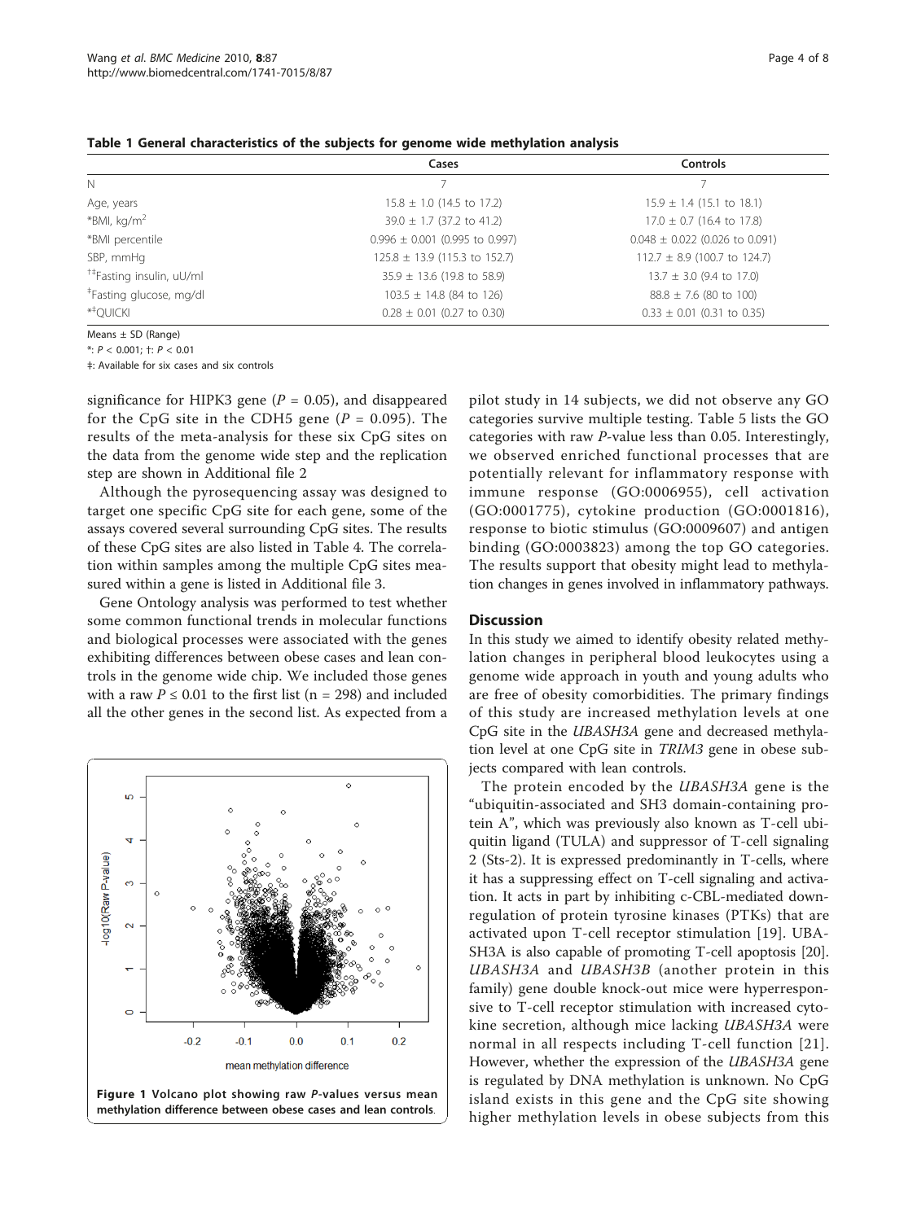**Table 1 General characteristics of the subjects for genome wide methylation analysis**

| | Cases | Controls |
|---|---|---|
| N | 7 | 7 |
| Age, years | 15.8 ± 1.0 (14.5 to 17.2) | 15.9 ± 1.4 (15.1 to 18.1) |
| *BMI, kg/m$^2$ | 39.0 ± 1.7 (37.2 to 41.2) | 17.0 ± 0.7 (16.4 to 17.8) |
| *BMI percentile | 0.996 ± 0.001 (0.995 to 0.997) | 0.048 ± 0.022 (0.026 to 0.091) |
| SBP, mmHg | 125.8 ± 13.9 (115.3 to 152.7) | 112.7 ± 8.9 (100.7 to 124.7) |
| †‡Fasting insulin, uU/ml | 35.9 ± 13.6 (19.8 to 58.9) | 13.7 ± 3.0 (9.4 to 17.0) |
| ‡Fasting glucose, mg/dl | 103.5 ± 14.8 (84 to 126) | 88.8 ± 7.6 (80 to 100) |
| *‡QUICKI | 0.28 ± 0.01 (0.27 to 0.30) | 0.33 ± 0.01 (0.31 to 0.35) |

Means ± SD (Range)

*: $P < 0.001$; †: $P < 0.01$

‡: Available for six cases and six controls

significance for HIPK3 gene ($P = 0.05$), and disappeared for the CpG site in the CDH5 gene ($P = 0.095$). The results of the meta-analysis for these six CpG sites on the data from the genome wide step and the replication step are shown in Additional file 2

Although the pyrosequencing assay was designed to target one specific CpG site for each gene, some of the assays covered several surrounding CpG sites. The results of these CpG sites are also listed in Table 4. The correlation within samples among the multiple CpG sites measured within a gene is listed in Additional file 3.

Gene Ontology analysis was performed to test whether some common functional trends in molecular functions and biological processes were associated with the genes exhibiting differences between obese cases and lean controls in the genome wide chip. We included those genes with a raw $P \leq 0.01$ to the first list (n = 298) and included all the other genes in the second list. As expected from a pilot study in 14 subjects, we did not observe any GO categories survive multiple testing. Table 5 lists the GO categories with raw *P*-value less than 0.05. Interestingly, we observed enriched functional processes that are potentially relevant for inflammatory response with immune response (GO:0006955), cell activation (GO:0001775), cytokine production (GO:0001816), response to biotic stimulus (GO:0009607) and antigen binding (GO:0003823) among the top GO categories. The results support that obesity might lead to methylation changes in genes involved in inflammatory pathways.

**Figure 1 Volcano plot showing raw *P*-values versus mean methylation difference between obese cases and lean controls.**

## Discussion

In this study we aimed to identify obesity related methylation changes in peripheral blood leukocytes using a genome wide approach in youth and young adults who are free of obesity comorbidities. The primary findings of this study are increased methylation levels at one CpG site in the *UBASH3A* gene and decreased methylation level at one CpG site in *TRIM3* gene in obese subjects compared with lean controls.

The protein encoded by the *UBASH3A* gene is the "ubiquitin-associated and SH3 domain-containing protein A", which was previously also known as T-cell ubiquitin ligand (TULA) and suppressor of T-cell signaling 2 (Sts-2). It is expressed predominantly in T-cells, where it has a suppressing effect on T-cell signaling and activation. It acts in part by inhibiting c-CBL-mediated downregulation of protein tyrosine kinases (PTKs) that are activated upon T-cell receptor stimulation [19]. UBASH3A is also capable of promoting T-cell apoptosis [20]. *UBASH3A* and *UBASH3B* (another protein in this family) gene double knock-out mice were hyperresponsive to T-cell receptor stimulation with increased cytokine secretion, although mice lacking *UBASH3A* were normal in all respects including T-cell function [21]. However, whether the expression of the *UBASH3A* gene is regulated by DNA methylation is unknown. No CpG island exists in this gene and the CpG site showing higher methylation levels in obese subjects from this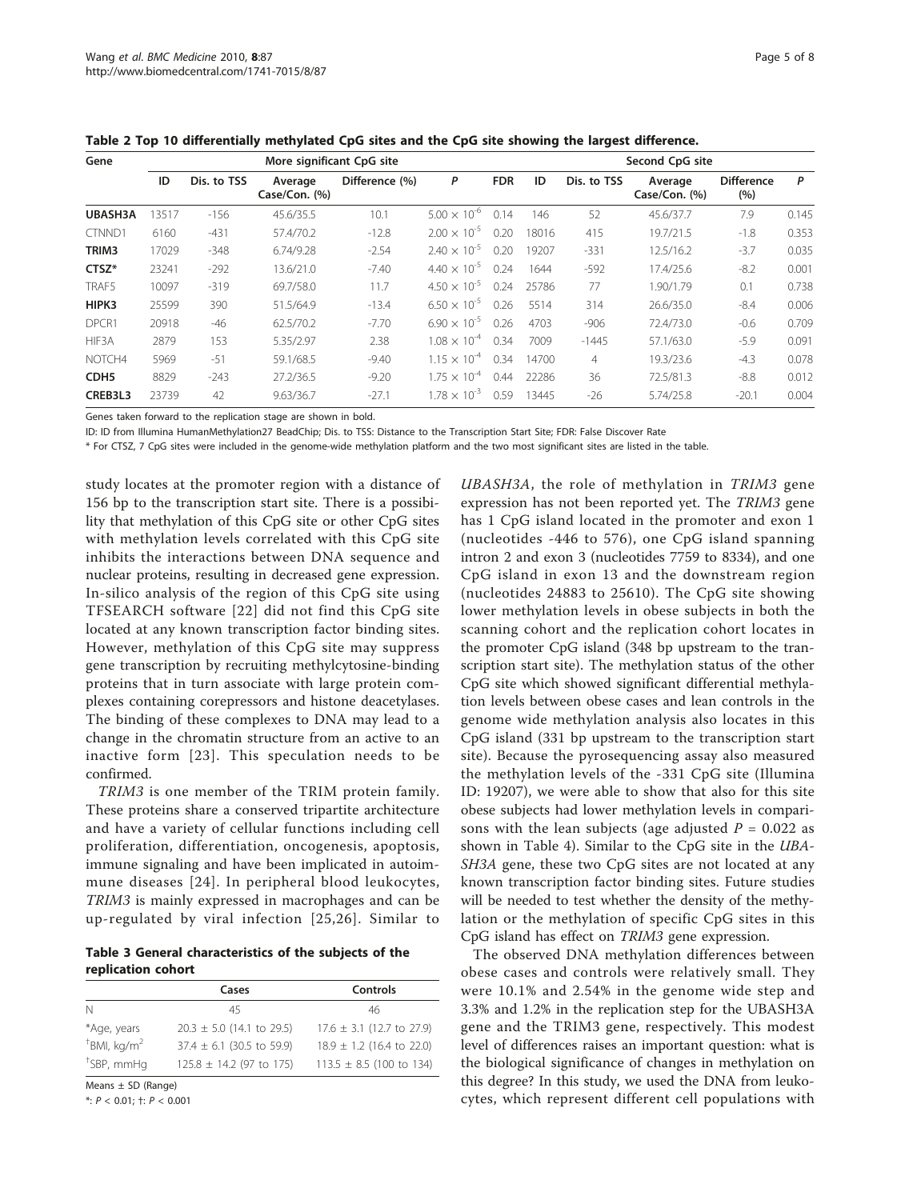**Table 2 Top 10 differentially methylated CpG sites and the CpG site showing the largest difference.**

| Gene | More significant CpG site | | | | | | Second CpG site | | | | |
|---|---|---|---|---|---|---|---|---|---|---|---|
| | ID | Dis. to TSS | Average Case/Con. (%) | Difference (%) | *P* | FDR | ID | Dis. to TSS | Average Case/Con. (%) | Difference (%) | *P* |
| **UBASH3A** | 13517 | -156 | 45.6/35.5 | 10.1 | $5.00 \times 10^{-6}$ | 0.14 | 146 | 52 | 45.6/37.7 | 7.9 | 0.145 |
| CTNND1 | 6160 | -431 | 57.4/70.2 | -12.8 | $2.00 \times 10^{-5}$ | 0.20 | 18016 | 415 | 19.7/21.5 | -1.8 | 0.353 |
| **TRIM3** | 17029 | -348 | 6.74/9.28 | -2.54 | $2.40 \times 10^{-5}$ | 0.20 | 19207 | -331 | 12.5/16.2 | -3.7 | 0.035 |
| **CTSZ*** | 23241 | -292 | 13.6/21.0 | -7.40 | $4.40 \times 10^{-5}$ | 0.24 | 1644 | -592 | 17.4/25.6 | -8.2 | 0.001 |
| TRAF5 | 10097 | -319 | 69.7/58.0 | 11.7 | $4.50 \times 10^{-5}$ | 0.24 | 25786 | 77 | 1.90/1.79 | 0.1 | 0.738 |
| **HIPK3** | 25599 | 390 | 51.5/64.9 | -13.4 | $6.50 \times 10^{-5}$ | 0.26 | 5514 | 314 | 26.6/35.0 | -8.4 | 0.006 |
| DPCR1 | 20918 | -46 | 62.5/70.2 | -7.70 | $6.90 \times 10^{-5}$ | 0.26 | 4703 | -906 | 72.4/73.0 | -0.6 | 0.709 |
| HIF3A | 2879 | 153 | 5.35/2.97 | 2.38 | $1.08 \times 10^{-4}$ | 0.34 | 7009 | -1445 | 57.1/63.0 | -5.9 | 0.091 |
| NOTCH4 | 5969 | -51 | 59.1/68.5 | -9.40 | $1.15 \times 10^{-4}$ | 0.34 | 14700 | 4 | 19.3/23.6 | -4.3 | 0.078 |
| **CDH5** | 8829 | -243 | 27.2/36.5 | -9.20 | $1.75 \times 10^{-4}$ | 0.44 | 22286 | 36 | 72.5/81.3 | -8.8 | 0.012 |
| **CREB3L3** | 23739 | 42 | 9.63/36.7 | -27.1 | $1.78 \times 10^{-3}$ | 0.59 | 13445 | -26 | 5.74/25.8 | -20.1 | 0.004 |

Genes taken forward to the replication stage are shown in bold.

ID: ID from Illumina HumanMethylation27 BeadChip; Dis. to TSS: Distance to the Transcription Start Site; FDR: False Discover Rate

* For CTSZ, 7 CpG sites were included in the genome-wide methylation platform and the two most significant sites are listed in the table.

study locates at the promoter region with a distance of 156 bp to the transcription start site. There is a possibility that methylation of this CpG site or other CpG sites with methylation levels correlated with this CpG site inhibits the interactions between DNA sequence and nuclear proteins, resulting in decreased gene expression. In-silico analysis of the region of this CpG site using TFSEARCH software [22] did not find this CpG site located at any known transcription factor binding sites. However, methylation of this CpG site may suppress gene transcription by recruiting methylcytosine-binding proteins that in turn associate with large protein complexes containing corepressors and histone deacetylases. The binding of these complexes to DNA may lead to a change in the chromatin structure from an active to an inactive form [23]. This speculation needs to be confirmed.

*TRIM3* is one member of the TRIM protein family. These proteins share a conserved tripartite architecture and have a variety of cellular functions including cell proliferation, differentiation, oncogenesis, apoptosis, immune signaling and have been implicated in autoimmune diseases [24]. In peripheral blood leukocytes, *TRIM3* is mainly expressed in macrophages and can be up-regulated by viral infection [25,26]. Similar to *UBASH3A*, the role of methylation in *TRIM3* gene expression has not been reported yet. The *TRIM3* gene has 1 CpG island located in the promoter and exon 1 (nucleotides -446 to 576), one CpG island spanning intron 2 and exon 3 (nucleotides 7759 to 8334), and one CpG island in exon 13 and the downstream region (nucleotides 24883 to 25610). The CpG site showing lower methylation levels in obese subjects in both the scanning cohort and the replication cohort locates in the promoter CpG island (348 bp upstream to the transcription start site). The methylation status of the other CpG site which showed significant differential methylation levels between obese cases and lean controls in the genome wide methylation analysis also locates in this CpG island (331 bp upstream to the transcription start site). Because the pyrosequencing assay also measured the methylation levels of the -331 CpG site (Illumina ID: 19207), we were able to show that also for this site obese subjects had lower methylation levels in comparisons with the lean subjects (age adjusted $P = 0.022$ as shown in Table 4). Similar to the CpG site in the *UBASH3A* gene, these two CpG sites are not located at any known transcription factor binding sites. Future studies will be needed to test whether the density of the methylation or the methylation of specific CpG sites in this CpG island has effect on *TRIM3* gene expression.

The observed DNA methylation differences between obese cases and controls were relatively small. They were 10.1% and 2.54% in the genome wide step and 3.3% and 1.2% in the replication step for the UBASH3A gene and the TRIM3 gene, respectively. This modest level of differences raises an important question: what is the biological significance of changes in methylation on this degree? In this study, we used the DNA from leukocytes, which represent different cell populations with

**Table 3 General characteristics of the subjects of the replication cohort**

| | Cases | Controls |
|---|---|---|
| N | 45 | 46 |
| *Age, years | 20.3 ± 5.0 (14.1 to 29.5) | 17.6 ± 3.1 (12.7 to 27.9) |
| †BMI, kg/m$^2$ | 37.4 ± 6.1 (30.5 to 59.9) | 18.9 ± 1.2 (16.4 to 22.0) |
| †SBP, mmHg | 125.8 ± 14.2 (97 to 175) | 113.5 ± 8.5 (100 to 134) |

Means ± SD (Range)

*: $P < 0.01$; †: $P < 0.001$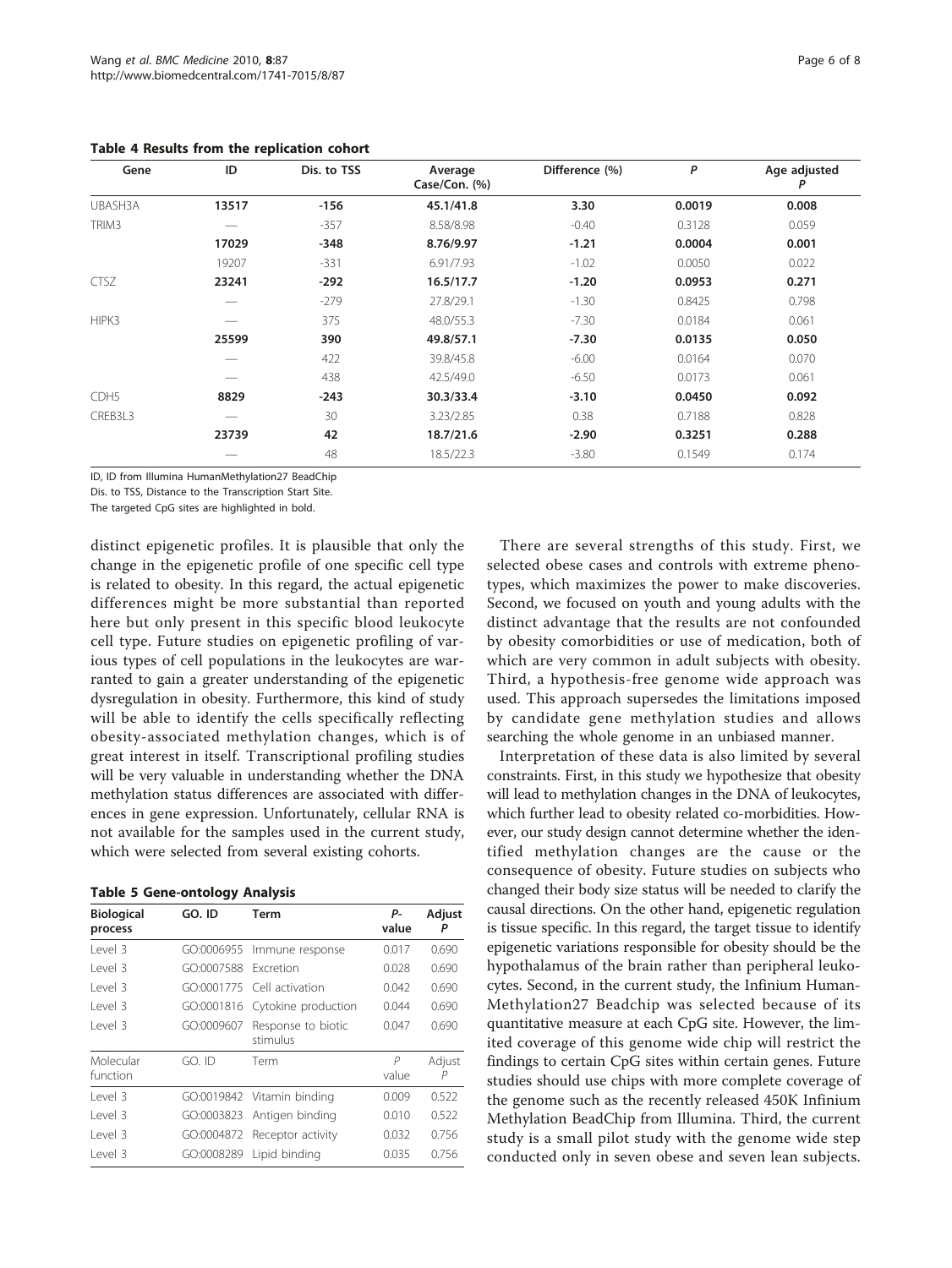**Table 4 Results from the replication cohort**

| Gene | ID | Dis. to TSS | Average Case/Con. (%) | Difference (%) | *P* | Age adjusted *P* |
|---|---|---|---|---|---|---|
| UBASH3A | **13517** | **-156** | **45.1/41.8** | **3.30** | **0.0019** | **0.008** |
| TRIM3 | — | -357 | 8.58/8.98 | -0.40 | 0.3128 | 0.059 |
| | **17029** | **-348** | **8.76/9.97** | **-1.21** | **0.0004** | **0.001** |
| | 19207 | -331 | 6.91/7.93 | -1.02 | 0.0050 | 0.022 |
| CTSZ | **23241** | **-292** | **16.5/17.7** | **-1.20** | **0.0953** | **0.271** |
| | — | -279 | 27.8/29.1 | -1.30 | 0.8425 | 0.798 |
| HIPK3 | — | 375 | 48.0/55.3 | -7.30 | 0.0184 | 0.061 |
| | **25599** | **390** | **49.8/57.1** | **-7.30** | **0.0135** | **0.050** |
| | — | 422 | 39.8/45.8 | -6.00 | 0.0164 | 0.070 |
| | — | 438 | 42.5/49.0 | -6.50 | 0.0173 | 0.061 |
| CDH5 | **8829** | **-243** | **30.3/33.4** | **-3.10** | **0.0450** | **0.092** |
| CREB3L3 | — | 30 | 3.23/2.85 | 0.38 | 0.7188 | 0.828 |
| | **23739** | **42** | **18.7/21.6** | **-2.90** | **0.3251** | **0.288** |
| | — | 48 | 18.5/22.3 | -3.80 | 0.1549 | 0.174 |

ID, ID from Illumina HumanMethylation27 BeadChip

Dis. to TSS, Distance to the Transcription Start Site.

The targeted CpG sites are highlighted in bold.

distinct epigenetic profiles. It is plausible that only the change in the epigenetic profile of one specific cell type is related to obesity. In this regard, the actual epigenetic differences might be more substantial than reported here but only present in this specific blood leukocyte cell type. Future studies on epigenetic profiling of various types of cell populations in the leukocytes are warranted to gain a greater understanding of the epigenetic dysregulation in obesity. Furthermore, this kind of study will be able to identify the cells specifically reflecting obesity-associated methylation changes, which is of great interest in itself. Transcriptional profiling studies will be very valuable in understanding whether the DNA methylation status differences are associated with differences in gene expression. Unfortunately, cellular RNA is not available for the samples used in the current study, which were selected from several existing cohorts.

**Table 5 Gene-ontology Analysis**

| Biological process | GO. ID | Term | *P*-value | Adjust *P* |
|---|---|---|---|---|
| Level 3 | GO:0006955 | Immune response | 0.017 | 0.690 |
| Level 3 | GO:0007588 | Excretion | 0.028 | 0.690 |
| Level 3 | GO:0001775 | Cell activation | 0.042 | 0.690 |
| Level 3 | GO:0001816 | Cytokine production | 0.044 | 0.690 |
| Level 3 | GO:0009607 | Response to biotic stimulus | 0.047 | 0.690 |
| Molecular function | GO. ID | Term | *P* value | Adjust *P* |
| Level 3 | GO:0019842 | Vitamin binding | 0.009 | 0.522 |
| Level 3 | GO:0003823 | Antigen binding | 0.010 | 0.522 |
| Level 3 | GO:0004872 | Receptor activity | 0.032 | 0.756 |
| Level 3 | GO:0008289 | Lipid binding | 0.035 | 0.756 |

There are several strengths of this study. First, we selected obese cases and controls with extreme phenotypes, which maximizes the power to make discoveries. Second, we focused on youth and young adults with the distinct advantage that the results are not confounded by obesity comorbidities or use of medication, both of which are very common in adult subjects with obesity. Third, a hypothesis-free genome wide approach was used. This approach supersedes the limitations imposed by candidate gene methylation studies and allows searching the whole genome in an unbiased manner.

Interpretation of these data is also limited by several constraints. First, in this study we hypothesize that obesity will lead to methylation changes in the DNA of leukocytes, which further lead to obesity related co-morbidities. However, our study design cannot determine whether the identified methylation changes are the cause or the consequence of obesity. Future studies on subjects who changed their body size status will be needed to clarify the causal directions. On the other hand, epigenetic regulation is tissue specific. In this regard, the target tissue to identify epigenetic variations responsible for obesity should be the hypothalamus of the brain rather than peripheral leukocytes. Second, in the current study, the Infinium HumanMethylation27 Beadchip was selected because of its quantitative measure at each CpG site. However, the limited coverage of this genome wide chip will restrict the findings to certain CpG sites within certain genes. Future studies should use chips with more complete coverage of the genome such as the recently released 450K Infinium Methylation BeadChip from Illumina. Third, the current study is a small pilot study with the genome wide step conducted only in seven obese and seven lean subjects.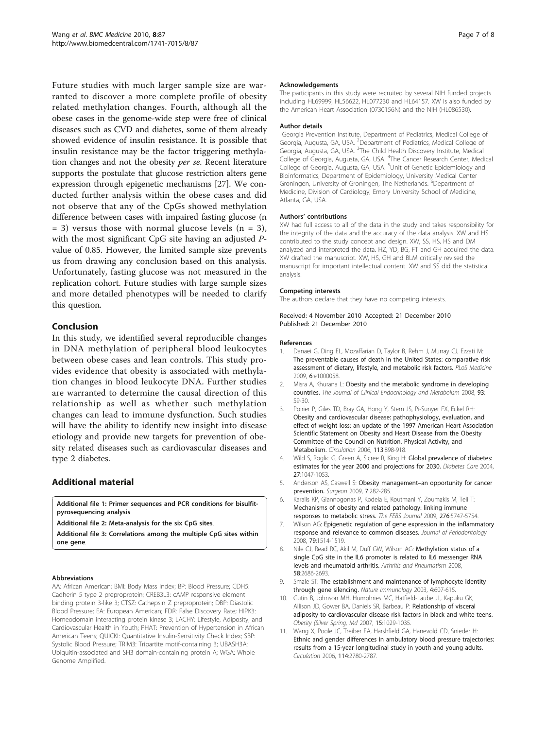Future studies with much larger sample size are warranted to discover a more complete profile of obesity related methylation changes. Fourth, although all the obese cases in the genome-wide step were free of clinical diseases such as CVD and diabetes, some of them already showed evidence of insulin resistance. It is possible that insulin resistance may be the factor triggering methylation changes and not the obesity *per se*. Recent literature supports the postulate that glucose restriction alters gene expression through epigenetic mechanisms [27]. We conducted further analysis within the obese cases and did not observe that any of the CpGs showed methylation difference between cases with impaired fasting glucose (n = 3) versus those with normal glucose levels (n = 3), with the most significant CpG site having an adjusted *P*-value of 0.85. However, the limited sample size prevents us from drawing any conclusion based on this analysis. Unfortunately, fasting glucose was not measured in the replication cohort. Future studies with large sample sizes and more detailed phenotypes will be needed to clarify this question.

## Conclusion

In this study, we identified several reproducible changes in DNA methylation of peripheral blood leukocytes between obese cases and lean controls. This study provides evidence that obesity is associated with methylation changes in blood leukocyte DNA. Further studies are warranted to determine the causal direction of this relationship as well as whether such methylation changes can lead to immune dysfunction. Such studies will have the ability to identify new insight into disease etiology and provide new targets for prevention of obesity related diseases such as cardiovascular diseases and type 2 diabetes.

## Additional material

**Additional file 1: Primer sequences and PCR conditions for bisulfit-pyrosequencing analysis**.

**Additional file 2: Meta-analysis for the six CpG sites**.

**Additional file 3: Correlations among the multiple CpG sites within one gene**.

#### Abbreviations

AA: African American; BMI: Body Mass Index; BP: Blood Pressure; CDH5: Cadherin 5 type 2 preproprotein; CREB3L3: cAMP responsive element binding protein 3-like 3; CTSZ: Cathepsin Z preproprotein; DBP: Diastolic Blood Pressure; EA: European American; FDR: False Discovery Rate; HIPK3: Homeodomain interacting protein kinase 3; LACHY: Lifestyle, Adiposity, and Cardiovascular Health in Youth; PHAT: Prevention of Hypertension in African American Teens; QUICKI: Quantitative Insulin-Sensitivity Check Index; SBP: Systolic Blood Pressure; TRIM3: Tripartite motif-containing 3; UBASH3A: Ubiquitin-associated and SH3 domain-containing protein A; WGA: Whole Genome Amplified.

#### Acknowledgements

The participants in this study were recruited by several NIH funded projects including HL69999, HL56622, HL077230 and HL64157. XW is also funded by the American Heart Association (0730156N) and the NIH (HL086530).

#### Author details

[1]Georgia Prevention Institute, Department of Pediatrics, Medical College of Georgia, Augusta, GA, USA. [2]Department of Pediatrics, Medical College of Georgia, Augusta, GA, USA. [3]The Child Health Discovery Institute, Medical College of Georgia, Augusta, GA, USA. [4]The Cancer Research Center, Medical College of Georgia, Augusta, GA, USA. [5]Unit of Genetic Epidemiology and Bioinformatics, Department of Epidemiology, University Medical Center Groningen, University of Groningen, The Netherlands. [6]Department of Medicine, Division of Cardiology, Emory University School of Medicine, Atlanta, GA, USA.

#### Authors' contributions

XW had full access to all of the data in the study and takes responsibility for the integrity of the data and the accuracy of the data analysis. XW and HS contributed to the study concept and design. XW, SS, HS, HS and DM analyzed and interpreted the data. HZ, YD, BG, FT and GH acquired the data. XW drafted the manuscript. XW, HS, GH and BLM critically revised the manuscript for important intellectual content. XW and SS did the statistical analysis.

#### Competing interests

The authors declare that they have no competing interests.

Received: 4 November 2010 Accepted: 21 December 2010
Published: 21 December 2010

#### References

1. Danaei G, Ding EL, Mozaffarian D, Taylor B, Rehm J, Murray CJ, Ezzati M: **The preventable causes of death in the United States: comparative risk assessment of dietary, lifestyle, and metabolic risk factors.** *PLoS Medicine* 2009, **6**:e1000058.
2. Misra A, Khurana L: **Obesity and the metabolic syndrome in developing countries.** *The Journal of Clinical Endocrinology and Metabolism* 2008, **93**: S9-30.
3. Poirier P, Giles TD, Bray GA, Hong Y, Stern JS, Pi-Sunyer FX, Eckel RH: **Obesity and cardiovascular disease: pathophysiology, evaluation, and effect of weight loss: an update of the 1997 American Heart Association Scientific Statement on Obesity and Heart Disease from the Obesity Committee of the Council on Nutrition, Physical Activity, and Metabolism.** *Circulation* 2006, **113**:898-918.
4. Wild S, Roglic G, Green A, Sicree R, King H: **Global prevalence of diabetes: estimates for the year 2000 and projections for 2030.** *Diabetes Care* 2004, **27**:1047-1053.
5. Anderson AS, Caswell S: **Obesity management–an opportunity for cancer prevention.** *Surgeon* 2009, **7**:282-285.
6. Karalis KP, Giannogonas P, Kodela E, Koutmani Y, Zoumakis M, Teli T: **Mechanisms of obesity and related pathology: linking immune responses to metabolic stress.** *The FEBS Journal* 2009, **276**:5747-5754.
7. Wilson AG: **Epigenetic regulation of gene expression in the inflammatory response and relevance to common diseases.** *Journal of Periodontology* 2008, **79**:1514-1519.
8. Nile CJ, Read RC, Akil M, Duff GW, Wilson AG: **Methylation status of a single CpG site in the IL6 promoter is related to IL6 messenger RNA levels and rheumatoid arthritis.** *Arthritis and Rheumatism* 2008, **58**:2686-2693.
9. Smale ST: **The establishment and maintenance of lymphocyte identity through gene silencing.** *Nature Immunology* 2003, **4**:607-615.
10. Gutin B, Johnson MH, Humphries MC, Hatfield-Laube JL, Kapuku GK, Allison JD, Gower BA, Daniels SR, Barbeau P: **Relationship of visceral adiposity to cardiovascular disease risk factors in black and white teens.** *Obesity (Silver Spring, Md* 2007, **15**:1029-1035.
11. Wang X, Poole JC, Treiber FA, Harshfield GA, Hanevold CD, Snieder H: **Ethnic and gender differences in ambulatory blood pressure trajectories: results from a 15-year longitudinal study in youth and young adults.** *Circulation* 2006, **114**:2780-2787.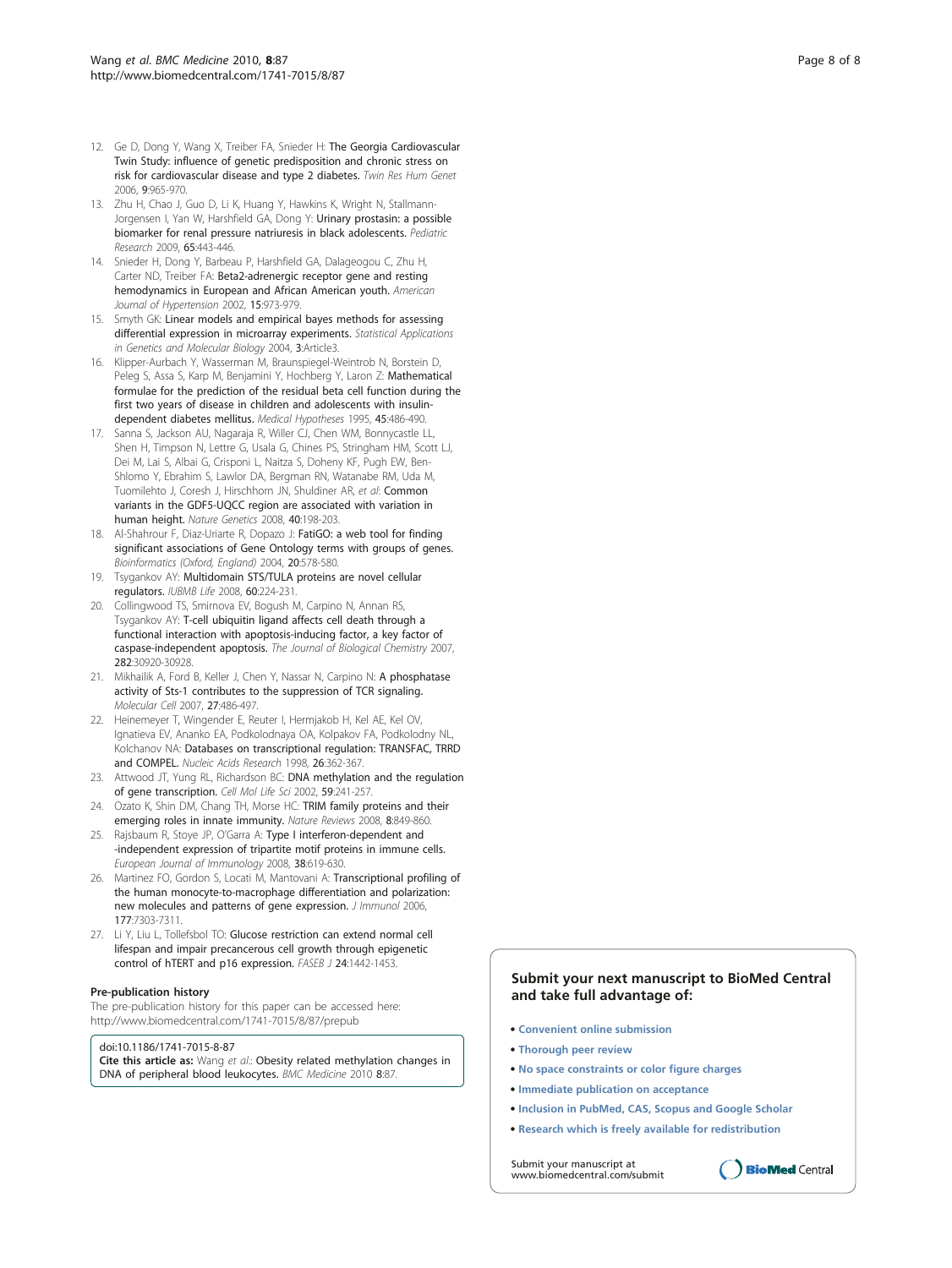12. Ge D, Dong Y, Wang X, Treiber FA, Snieder H: **The Georgia Cardiovascular Twin Study: influence of genetic predisposition and chronic stress on risk for cardiovascular disease and type 2 diabetes.** *Twin Res Hum Genet* 2006, **9**:965-970.
13. Zhu H, Chao J, Guo D, Li K, Huang Y, Hawkins K, Wright N, Stallmann-Jorgensen I, Yan W, Harshfield GA, Dong Y: **Urinary prostasin: a possible biomarker for renal pressure natriuresis in black adolescents.** *Pediatric Research* 2009, **65**:443-446.
14. Snieder H, Dong Y, Barbeau P, Harshfield GA, Dalageogou C, Zhu H, Carter ND, Treiber FA: **Beta2-adrenergic receptor gene and resting hemodynamics in European and African American youth.** *American Journal of Hypertension* 2002, **15**:973-979.
15. Smyth GK: **Linear models and empirical bayes methods for assessing differential expression in microarray experiments.** *Statistical Applications in Genetics and Molecular Biology* 2004, **3**:Article3.
16. Klipper-Aurbach Y, Wasserman M, Braunspiegel-Weintrob N, Borstein D, Peleg S, Assa S, Karp M, Benjamini Y, Hochberg Y, Laron Z: **Mathematical formulae for the prediction of the residual beta cell function during the first two years of disease in children and adolescents with insulin-dependent diabetes mellitus.** *Medical Hypotheses* 1995, **45**:486-490.
17. Sanna S, Jackson AU, Nagaraja R, Willer CJ, Chen WM, Bonnycastle LL, Shen H, Timpson N, Lettre G, Usala G, Chines PS, Stringham HM, Scott LJ, Dei M, Lai S, Albai G, Crisponi L, Naitza S, Doheny KF, Pugh EW, Ben-Shlomo Y, Ebrahim S, Lawlor DA, Bergman RN, Watanabe RM, Uda M, Tuomilehto J, Coresh J, Hirschhorn JN, Shuldiner AR, *et al*: **Common variants in the GDF5-UQCC region are associated with variation in human height.** *Nature Genetics* 2008, **40**:198-203.
18. Al-Shahrour F, Diaz-Uriarte R, Dopazo J: **FatiGO: a web tool for finding significant associations of Gene Ontology terms with groups of genes.** *Bioinformatics (Oxford, England)* 2004, **20**:578-580.
19. Tsygankov AY: **Multidomain STS/TULA proteins are novel cellular regulators.** *IUBMB Life* 2008, **60**:224-231.
20. Collingwood TS, Smirnova EV, Bogush M, Carpino N, Annan RS, Tsygankov AY: **T-cell ubiquitin ligand affects cell death through a functional interaction with apoptosis-inducing factor, a key factor of caspase-independent apoptosis.** *The Journal of Biological Chemistry* 2007, **282**:30920-30928.
21. Mikhailik A, Ford B, Keller J, Chen Y, Nassar N, Carpino N: **A phosphatase activity of Sts-1 contributes to the suppression of TCR signaling.** *Molecular Cell* 2007, **27**:486-497.
22. Heinemeyer T, Wingender E, Reuter I, Hermjakob H, Kel AE, Kel OV, Ignatieva EV, Ananko EA, Podkolodnaya OA, Kolpakov FA, Podkolodny NL, Kolchanov NA: **Databases on transcriptional regulation: TRANSFAC, TRRD and COMPEL.** *Nucleic Acids Research* 1998, **26**:362-367.
23. Attwood JT, Yung RL, Richardson BC: **DNA methylation and the regulation of gene transcription.** *Cell Mol Life Sci* 2002, **59**:241-257.
24. Ozato K, Shin DM, Chang TH, Morse HC: **TRIM family proteins and their emerging roles in innate immunity.** *Nature Reviews* 2008, **8**:849-860.
25. Rajsbaum R, Stoye JP, O'Garra A: **Type I interferon-dependent and -independent expression of tripartite motif proteins in immune cells.** *European Journal of Immunology* 2008, **38**:619-630.
26. Martinez FO, Gordon S, Locati M, Mantovani A: **Transcriptional profiling of the human monocyte-to-macrophage differentiation and polarization: new molecules and patterns of gene expression.** *J Immunol* 2006, **177**:7303-7311.
27. Li Y, Liu L, Tollefsbol TO: **Glucose restriction can extend normal cell lifespan and impair precancerous cell growth through epigenetic control of hTERT and p16 expression.** *FASEB J* **24**:1442-1453.

### Pre-publication history

The pre-publication history for this paper can be accessed here:
http://www.biomedcentral.com/1741-7015/8/87/prepub

doi:10.1186/1741-7015-8-87
**Cite this article as:** Wang *et al.*: Obesity related methylation changes in DNA of peripheral blood leukocytes. *BMC Medicine* 2010 **8**:87.

**Submit your next manuscript to BioMed Central and take full advantage of:**

- Convenient online submission
- Thorough peer review
- No space constraints or color figure charges
- Immediate publication on acceptance
- Inclusion in PubMed, CAS, Scopus and Google Scholar
- Research which is freely available for redistribution

Submit your manuscript at
www.biomedcentral.com/submit

BioMed Central